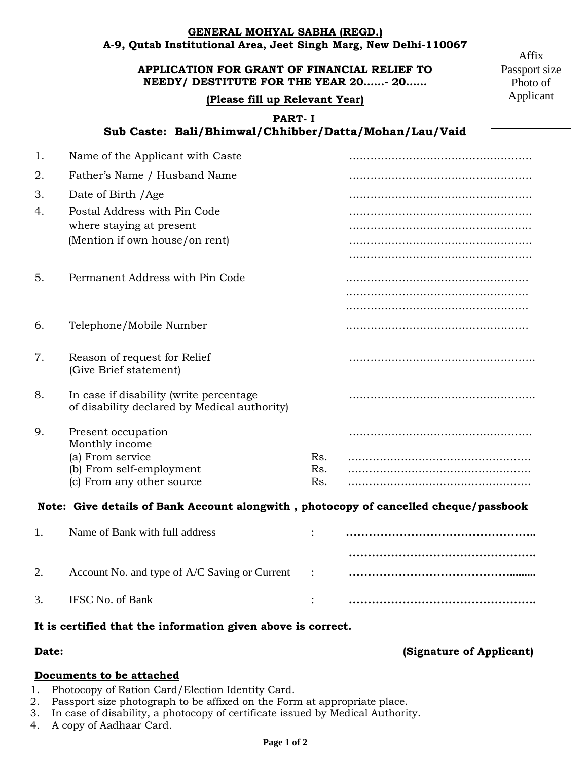**GENERAL MOHYAL SABHA (REGD.)**
**A-9, Qutab Institutional Area, Jeet Singh Marg, New Delhi-110067**

Affix Passport size Photo of Applicant

**APPLICATION FOR GRANT OF FINANCIAL RELIEF TO NEEDY/ DESTITUTE FOR THE YEAR 20……- 20……**

**(Please fill up Relevant Year)**

**PART- I**

**Sub Caste: Bali/Bhimwal/Chhibber/Datta/Mohan/Lau/Vaid**

1. Name of the Applicant with Caste ……………………………………………
2. Father's Name / Husband Name ……………………………………………
3. Date of Birth /Age ……………………………………………
4. Postal Address with Pin Code where staying at present (Mention if own house/on rent) ……………………………………………
   ……………………………………………
   ……………………………………………
   ……………………………………………
5. Permanent Address with Pin Code ……………………………………………
   ……………………………………………
   ……………………………………………
6. Telephone/Mobile Number ……………………………………………
7. Reason of request for Relief (Give Brief statement) ……………………………………………
8. In case if disability (write percentage of disability declared by Medical authority) ……………………………………………
9. Present occupation ……………………………………………
   Monthly income
   (a) From service Rs. ……………………………………………
   (b) From self-employment Rs. ……………………………………………
   (c) From any other source Rs. ……………………………………………

**Note: Give details of Bank Account alongwith , photocopy of cancelled cheque/passbook**

1. Name of Bank with full address : **……………………………………………**
   **……………………………………………**
2. Account No. and type of A/C Saving or Current : **……………………………………………**
3. IFSC No. of Bank : **……………………………………………**

**It is certified that the information given above is correct.**

**Date:** **(Signature of Applicant)**

**Documents to be attached**

1. Photocopy of Ration Card/Election Identity Card.
2. Passport size photograph to be affixed on the Form at appropriate place.
3. In case of disability, a photocopy of certificate issued by Medical Authority.
4. A copy of Aadhaar Card.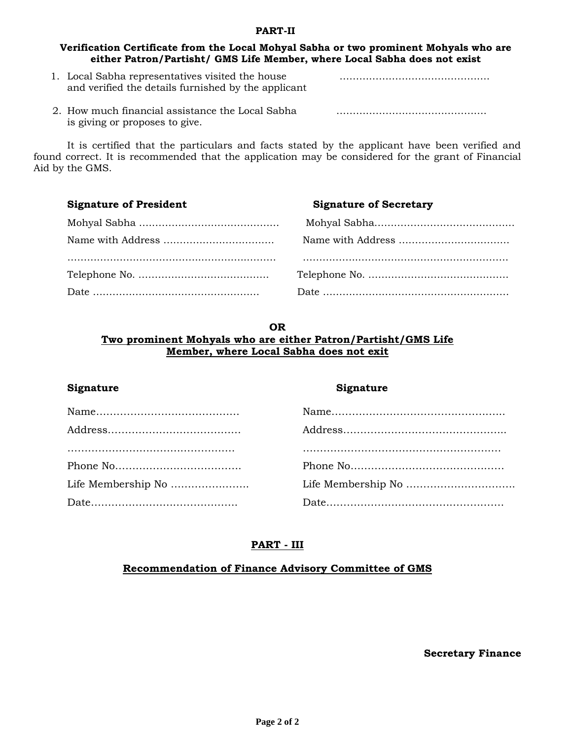## PART-II

### Verification Certificate from the Local Mohyal Sabha or two prominent Mohyals who are either Patron/Partisht/ GMS Life Member, where Local Sabha does not exist

1. Local Sabha representatives visited the house and verified the details furnished by the applicant ………………………………………
2. How much financial assistance the Local Sabha is giving or proposes to give. ………………………………………

It is certified that the particulars and facts stated by the applicant have been verified and found correct. It is recommended that the application may be considered for the grant of Financial Aid by the GMS.

| | |
|---|---|
| **Signature of President** | **Signature of Secretary** |
| Mohyal Sabha ……………………………………… | Mohyal Sabha……………………………………… |
| Name with Address …………………………… | Name with Address …………………………… |
| ……………………………………………………… | ……………………………………………………… |
| Telephone No. ………………………………… | Telephone No. …………………………………… |
| Date …………………………………………… | Date ……………………………………………… |

**OR**

**Two prominent Mohyals who are either Patron/Partisht/GMS Life Member, where Local Sabha does not exit**

| | |
|---|---|
| **Signature** | **Signature** |
| Name…………………………………… | Name…………………………………………… |
| Address………………………………… | Address………………………………………… |
| ………………………………………… | …………………………………………………… |
| Phone No……………………………… | Phone No……………………………………… |
| Life Membership No …………………. | Life Membership No ………………………… |
| Date…………………………………… | Date…………………………………………… |

## PART - III

### Recommendation of Finance Advisory Committee of GMS

**Secretary Finance**